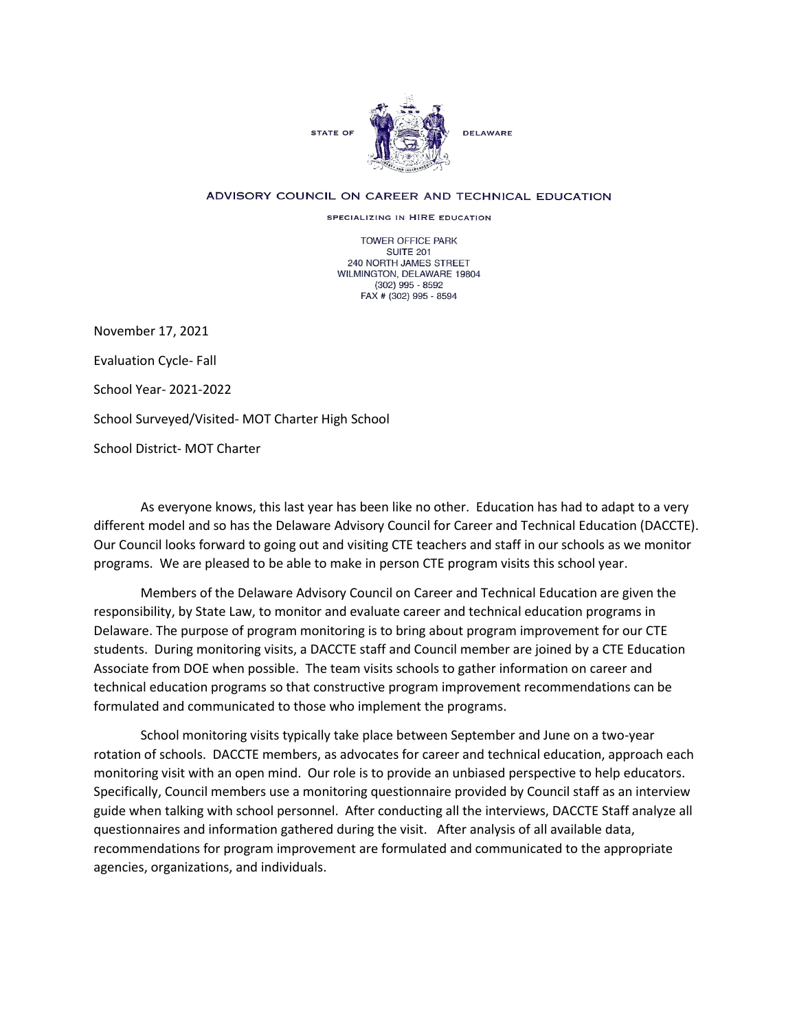STATE OF DELAWARE

ADVISORY COUNCIL ON CAREER AND TECHNICAL EDUCATION

SPECIALIZING IN HIRE EDUCATION

TOWER OFFICE PARK
SUITE 201
240 NORTH JAMES STREET
WILMINGTON, DELAWARE 19804
(302) 995 - 8592
FAX # (302) 995 - 8594

November 17, 2021

Evaluation Cycle- Fall

School Year- 2021-2022

School Surveyed/Visited- MOT Charter High School

School District- MOT Charter

As everyone knows, this last year has been like no other. Education has had to adapt to a very different model and so has the Delaware Advisory Council for Career and Technical Education (DACCTE). Our Council looks forward to going out and visiting CTE teachers and staff in our schools as we monitor programs. We are pleased to be able to make in person CTE program visits this school year.

Members of the Delaware Advisory Council on Career and Technical Education are given the responsibility, by State Law, to monitor and evaluate career and technical education programs in Delaware. The purpose of program monitoring is to bring about program improvement for our CTE students. During monitoring visits, a DACCTE staff and Council member are joined by a CTE Education Associate from DOE when possible. The team visits schools to gather information on career and technical education programs so that constructive program improvement recommendations can be formulated and communicated to those who implement the programs.

School monitoring visits typically take place between September and June on a two-year rotation of schools. DACCTE members, as advocates for career and technical education, approach each monitoring visit with an open mind. Our role is to provide an unbiased perspective to help educators. Specifically, Council members use a monitoring questionnaire provided by Council staff as an interview guide when talking with school personnel. After conducting all the interviews, DACCTE Staff analyze all questionnaires and information gathered during the visit. After analysis of all available data, recommendations for program improvement are formulated and communicated to the appropriate agencies, organizations, and individuals.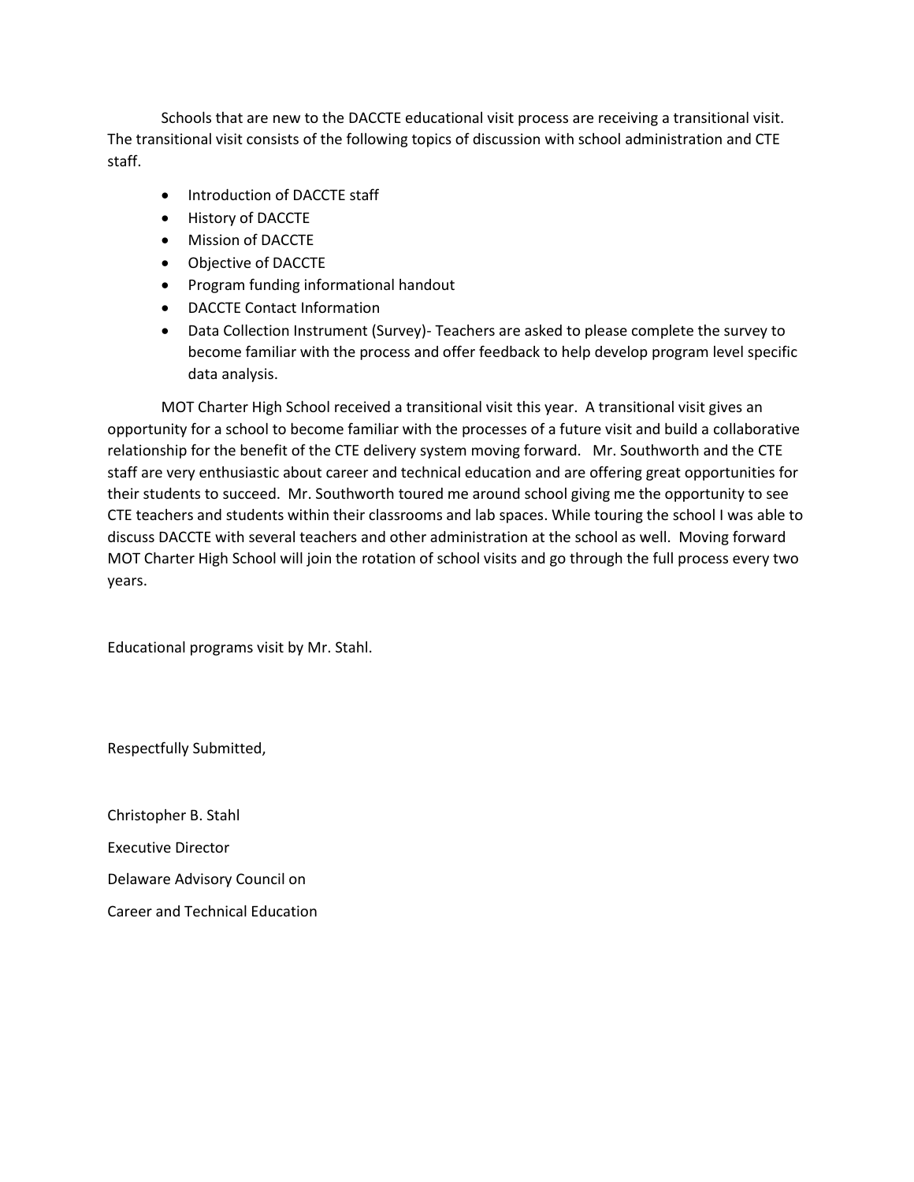Schools that are new to the DACCTE educational visit process are receiving a transitional visit. The transitional visit consists of the following topics of discussion with school administration and CTE staff.

- Introduction of DACCTE staff
- History of DACCTE
- Mission of DACCTE
- Objective of DACCTE
- Program funding informational handout
- DACCTE Contact Information
- Data Collection Instrument (Survey)- Teachers are asked to please complete the survey to become familiar with the process and offer feedback to help develop program level specific data analysis.

MOT Charter High School received a transitional visit this year. A transitional visit gives an opportunity for a school to become familiar with the processes of a future visit and build a collaborative relationship for the benefit of the CTE delivery system moving forward. Mr. Southworth and the CTE staff are very enthusiastic about career and technical education and are offering great opportunities for their students to succeed. Mr. Southworth toured me around school giving me the opportunity to see CTE teachers and students within their classrooms and lab spaces. While touring the school I was able to discuss DACCTE with several teachers and other administration at the school as well. Moving forward MOT Charter High School will join the rotation of school visits and go through the full process every two years.

Educational programs visit by Mr. Stahl.

Respectfully Submitted,

Christopher B. Stahl

Executive Director

Delaware Advisory Council on

Career and Technical Education